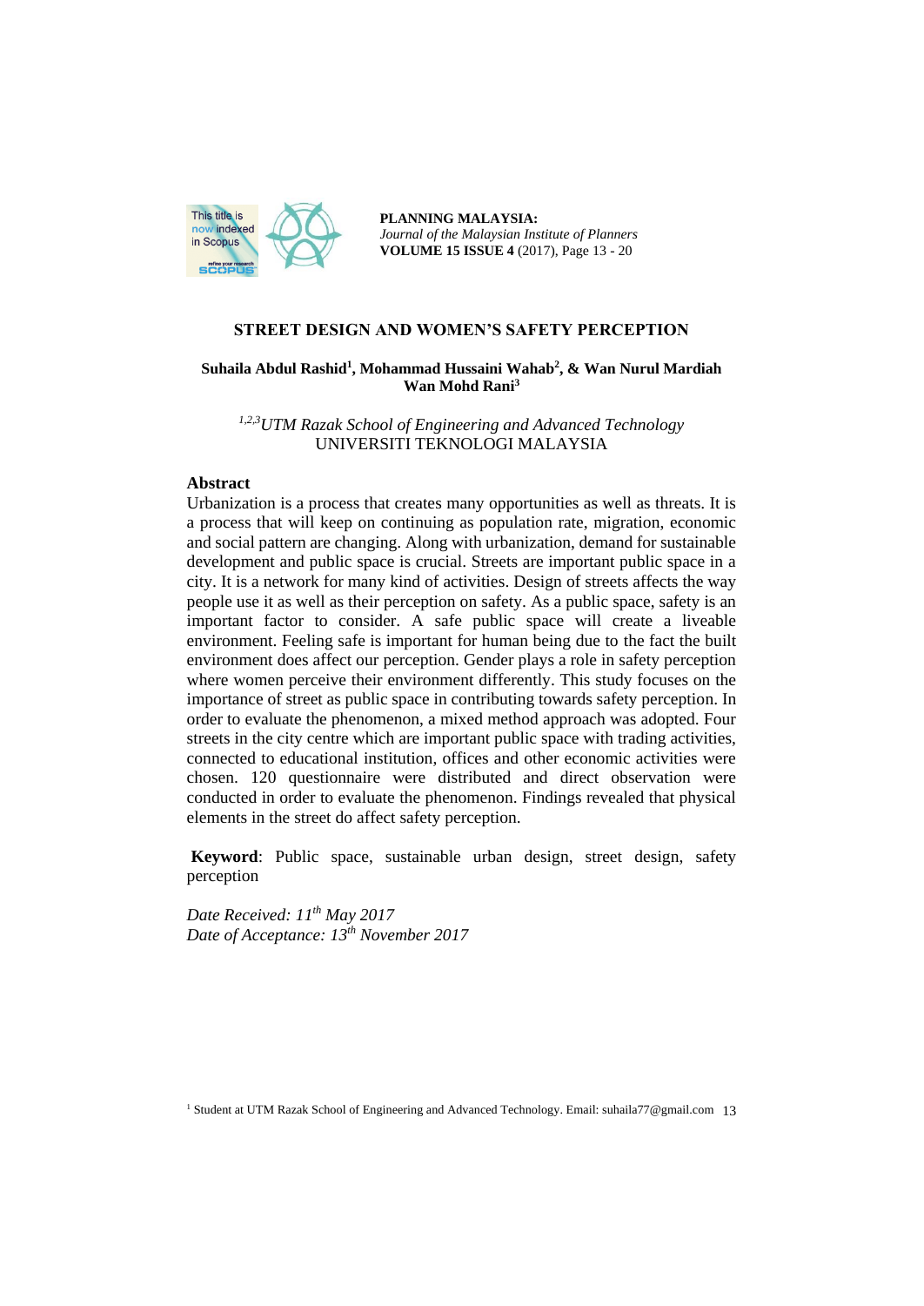**PLANNING MALAYSIA:**
*Journal of the Malaysian Institute of Planners*
**VOLUME 15 ISSUE 4** (2017), Page 13 - 20

# STREET DESIGN AND WOMEN'S SAFETY PERCEPTION

**Suhaila Abdul Rashid[1], Mohammad Hussaini Wahab[2], & Wan Nurul Mardiah Wan Mohd Rani[3]**

[1,2,3]*UTM Razak School of Engineering and Advanced Technology*
UNIVERSITI TEKNOLOGI MALAYSIA

## Abstract

Urbanization is a process that creates many opportunities as well as threats. It is a process that will keep on continuing as population rate, migration, economic and social pattern are changing. Along with urbanization, demand for sustainable development and public space is crucial. Streets are important public space in a city. It is a network for many kind of activities. Design of streets affects the way people use it as well as their perception on safety. As a public space, safety is an important factor to consider. A safe public space will create a liveable environment. Feeling safe is important for human being due to the fact the built environment does affect our perception. Gender plays a role in safety perception where women perceive their environment differently. This study focuses on the importance of street as public space in contributing towards safety perception. In order to evaluate the phenomenon, a mixed method approach was adopted. Four streets in the city centre which are important public space with trading activities, connected to educational institution, offices and other economic activities were chosen. 120 questionnaire were distributed and direct observation were conducted in order to evaluate the phenomenon. Findings revealed that physical elements in the street do affect safety perception.

**Keyword**: Public space, sustainable urban design, street design, safety perception

*Date Received: 11th May 2017*
*Date of Acceptance: 13th November 2017*

[1] Student at UTM Razak School of Engineering and Advanced Technology. Email: suhaila77@gmail.com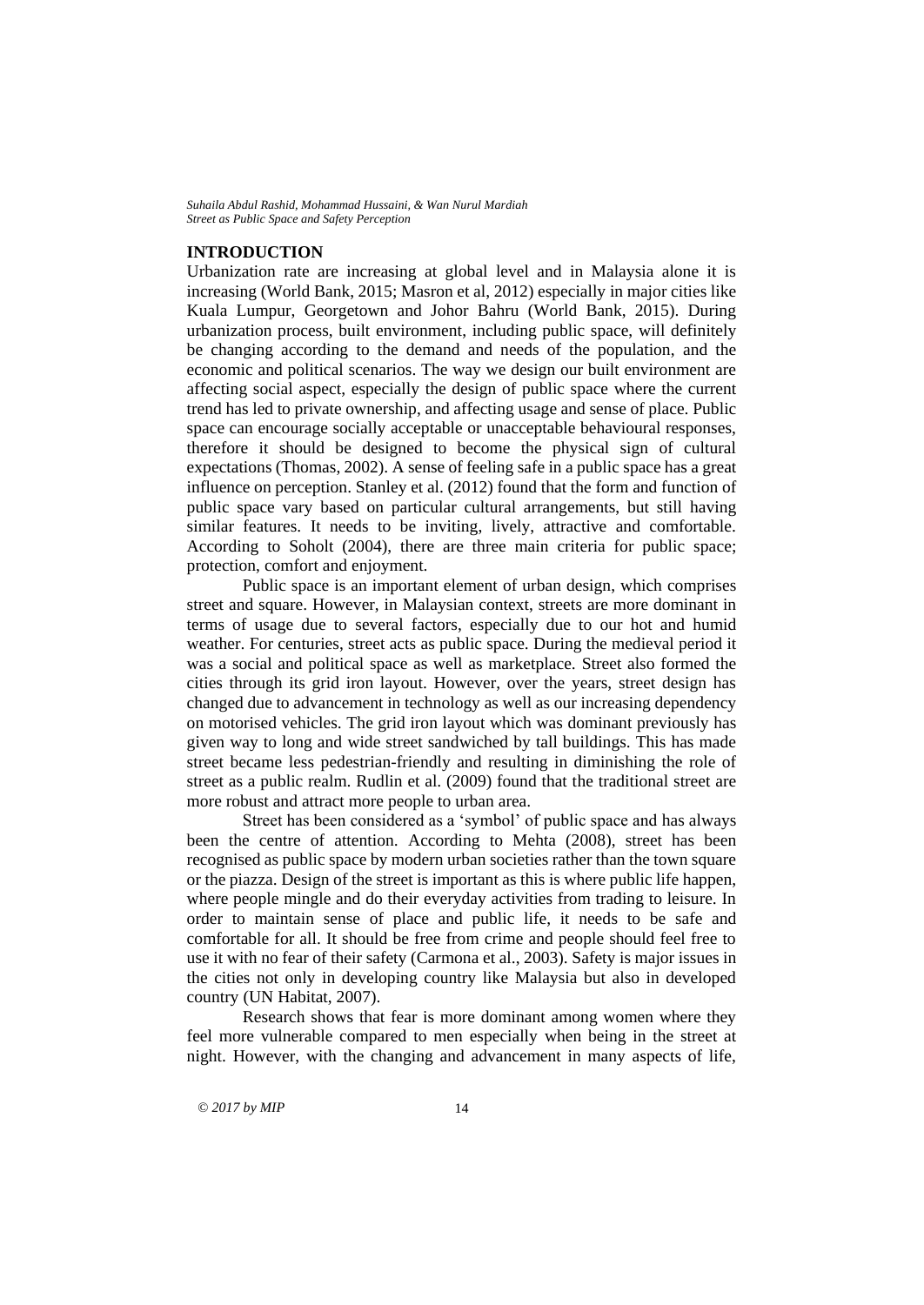## INTRODUCTION

Urbanization rate are increasing at global level and in Malaysia alone it is increasing (World Bank, 2015; Masron et al, 2012) especially in major cities like Kuala Lumpur, Georgetown and Johor Bahru (World Bank, 2015). During urbanization process, built environment, including public space, will definitely be changing according to the demand and needs of the population, and the economic and political scenarios. The way we design our built environment are affecting social aspect, especially the design of public space where the current trend has led to private ownership, and affecting usage and sense of place. Public space can encourage socially acceptable or unacceptable behavioural responses, therefore it should be designed to become the physical sign of cultural expectations (Thomas, 2002). A sense of feeling safe in a public space has a great influence on perception. Stanley et al. (2012) found that the form and function of public space vary based on particular cultural arrangements, but still having similar features. It needs to be inviting, lively, attractive and comfortable. According to Soholt (2004), there are three main criteria for public space; protection, comfort and enjoyment.

Public space is an important element of urban design, which comprises street and square. However, in Malaysian context, streets are more dominant in terms of usage due to several factors, especially due to our hot and humid weather. For centuries, street acts as public space. During the medieval period it was a social and political space as well as marketplace. Street also formed the cities through its grid iron layout. However, over the years, street design has changed due to advancement in technology as well as our increasing dependency on motorised vehicles. The grid iron layout which was dominant previously has given way to long and wide street sandwiched by tall buildings. This has made street became less pedestrian-friendly and resulting in diminishing the role of street as a public realm. Rudlin et al. (2009) found that the traditional street are more robust and attract more people to urban area.

Street has been considered as a 'symbol' of public space and has always been the centre of attention. According to Mehta (2008), street has been recognised as public space by modern urban societies rather than the town square or the piazza. Design of the street is important as this is where public life happen, where people mingle and do their everyday activities from trading to leisure. In order to maintain sense of place and public life, it needs to be safe and comfortable for all. It should be free from crime and people should feel free to use it with no fear of their safety (Carmona et al., 2003). Safety is major issues in the cities not only in developing country like Malaysia but also in developed country (UN Habitat, 2007).

Research shows that fear is more dominant among women where they feel more vulnerable compared to men especially when being in the street at night. However, with the changing and advancement in many aspects of life,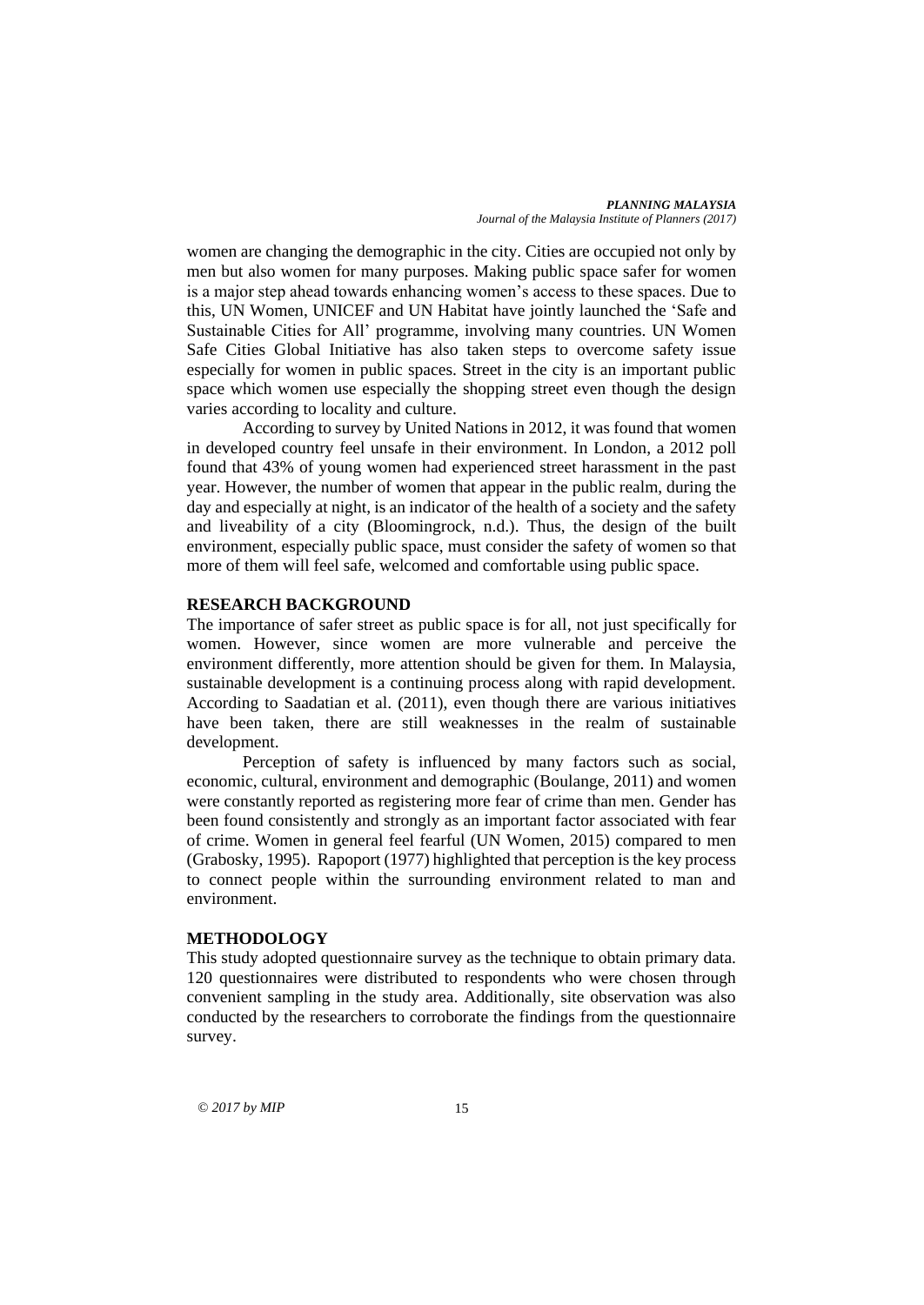women are changing the demographic in the city. Cities are occupied not only by men but also women for many purposes. Making public space safer for women is a major step ahead towards enhancing women's access to these spaces. Due to this, UN Women, UNICEF and UN Habitat have jointly launched the 'Safe and Sustainable Cities for All' programme, involving many countries. UN Women Safe Cities Global Initiative has also taken steps to overcome safety issue especially for women in public spaces. Street in the city is an important public space which women use especially the shopping street even though the design varies according to locality and culture.

According to survey by United Nations in 2012, it was found that women in developed country feel unsafe in their environment. In London, a 2012 poll found that 43% of young women had experienced street harassment in the past year. However, the number of women that appear in the public realm, during the day and especially at night, is an indicator of the health of a society and the safety and liveability of a city (Bloomingrock, n.d.). Thus, the design of the built environment, especially public space, must consider the safety of women so that more of them will feel safe, welcomed and comfortable using public space.

## RESEARCH BACKGROUND

The importance of safer street as public space is for all, not just specifically for women. However, since women are more vulnerable and perceive the environment differently, more attention should be given for them. In Malaysia, sustainable development is a continuing process along with rapid development. According to Saadatian et al. (2011), even though there are various initiatives have been taken, there are still weaknesses in the realm of sustainable development.

Perception of safety is influenced by many factors such as social, economic, cultural, environment and demographic (Boulange, 2011) and women were constantly reported as registering more fear of crime than men. Gender has been found consistently and strongly as an important factor associated with fear of crime. Women in general feel fearful (UN Women, 2015) compared to men (Grabosky, 1995). Rapoport (1977) highlighted that perception is the key process to connect people within the surrounding environment related to man and environment.

## METHODOLOGY

This study adopted questionnaire survey as the technique to obtain primary data. 120 questionnaires were distributed to respondents who were chosen through convenient sampling in the study area. Additionally, site observation was also conducted by the researchers to corroborate the findings from the questionnaire survey.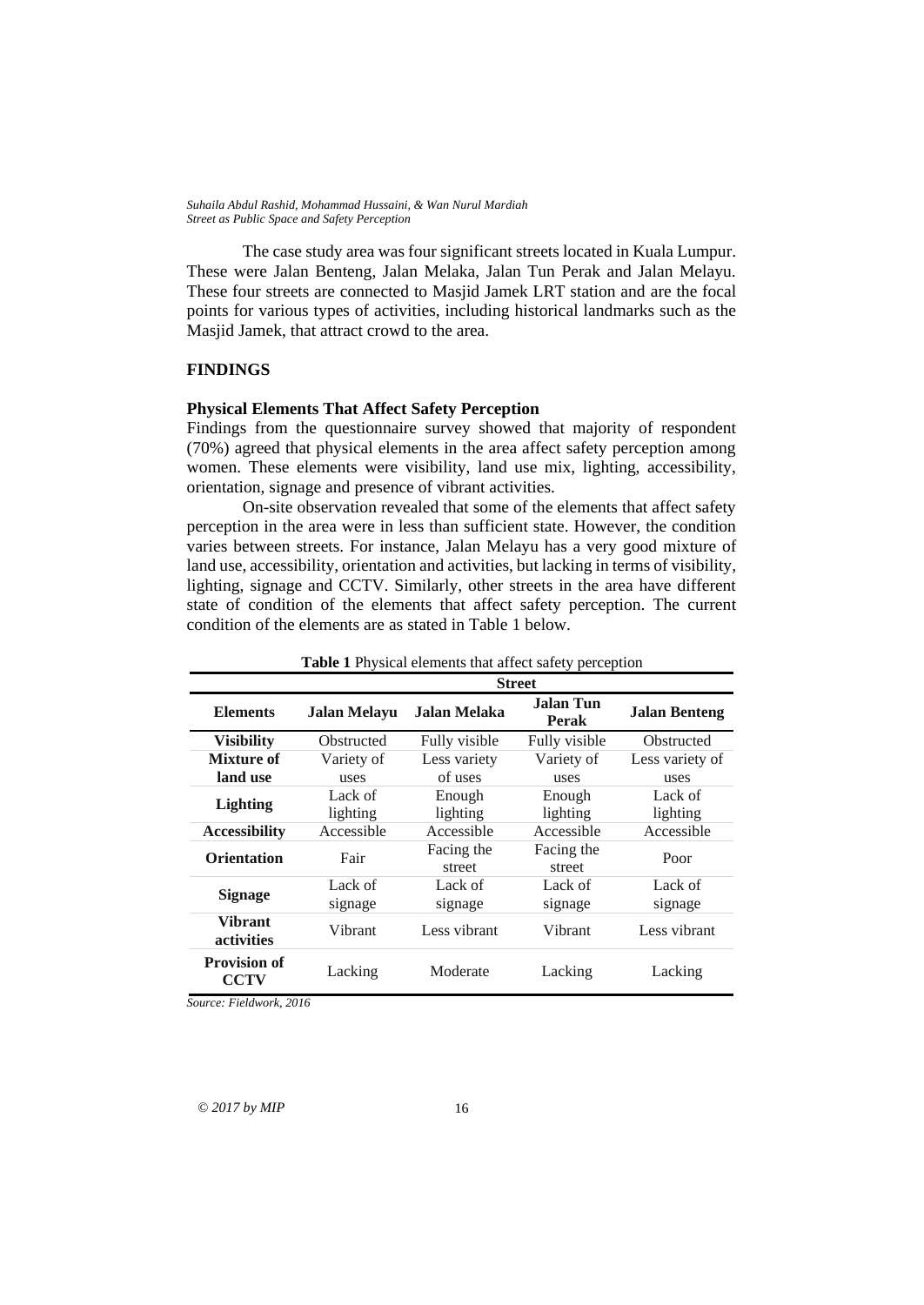The case study area was four significant streets located in Kuala Lumpur. These were Jalan Benteng, Jalan Melaka, Jalan Tun Perak and Jalan Melayu. These four streets are connected to Masjid Jamek LRT station and are the focal points for various types of activities, including historical landmarks such as the Masjid Jamek, that attract crowd to the area.

## FINDINGS

### Physical Elements That Affect Safety Perception

Findings from the questionnaire survey showed that majority of respondent (70%) agreed that physical elements in the area affect safety perception among women. These elements were visibility, land use mix, lighting, accessibility, orientation, signage and presence of vibrant activities.

On-site observation revealed that some of the elements that affect safety perception in the area were in less than sufficient state. However, the condition varies between streets. For instance, Jalan Melayu has a very good mixture of land use, accessibility, orientation and activities, but lacking in terms of visibility, lighting, signage and CCTV. Similarly, other streets in the area have different state of condition of the elements that affect safety perception. The current condition of the elements are as stated in Table 1 below.

**Table 1** Physical elements that affect safety perception

| | Street | | | |
|---|---|---|---|---|
| **Elements** | **Jalan Melayu** | **Jalan Melaka** | **Jalan Tun Perak** | **Jalan Benteng** |
| **Visibility** | Obstructed | Fully visible | Fully visible | Obstructed |
| **Mixture of land use** | Variety of uses | Less variety of uses | Variety of uses | Less variety of uses |
| **Lighting** | Lack of lighting | Enough lighting | Enough lighting | Lack of lighting |
| **Accessibility** | Accessible | Accessible | Accessible | Accessible |
| **Orientation** | Fair | Facing the street | Facing the street | Poor |
| **Signage** | Lack of signage | Lack of signage | Lack of signage | Lack of signage |
| **Vibrant activities** | Vibrant | Less vibrant | Vibrant | Less vibrant |
| **Provision of CCTV** | Lacking | Moderate | Lacking | Lacking |

*Source: Fieldwork, 2016*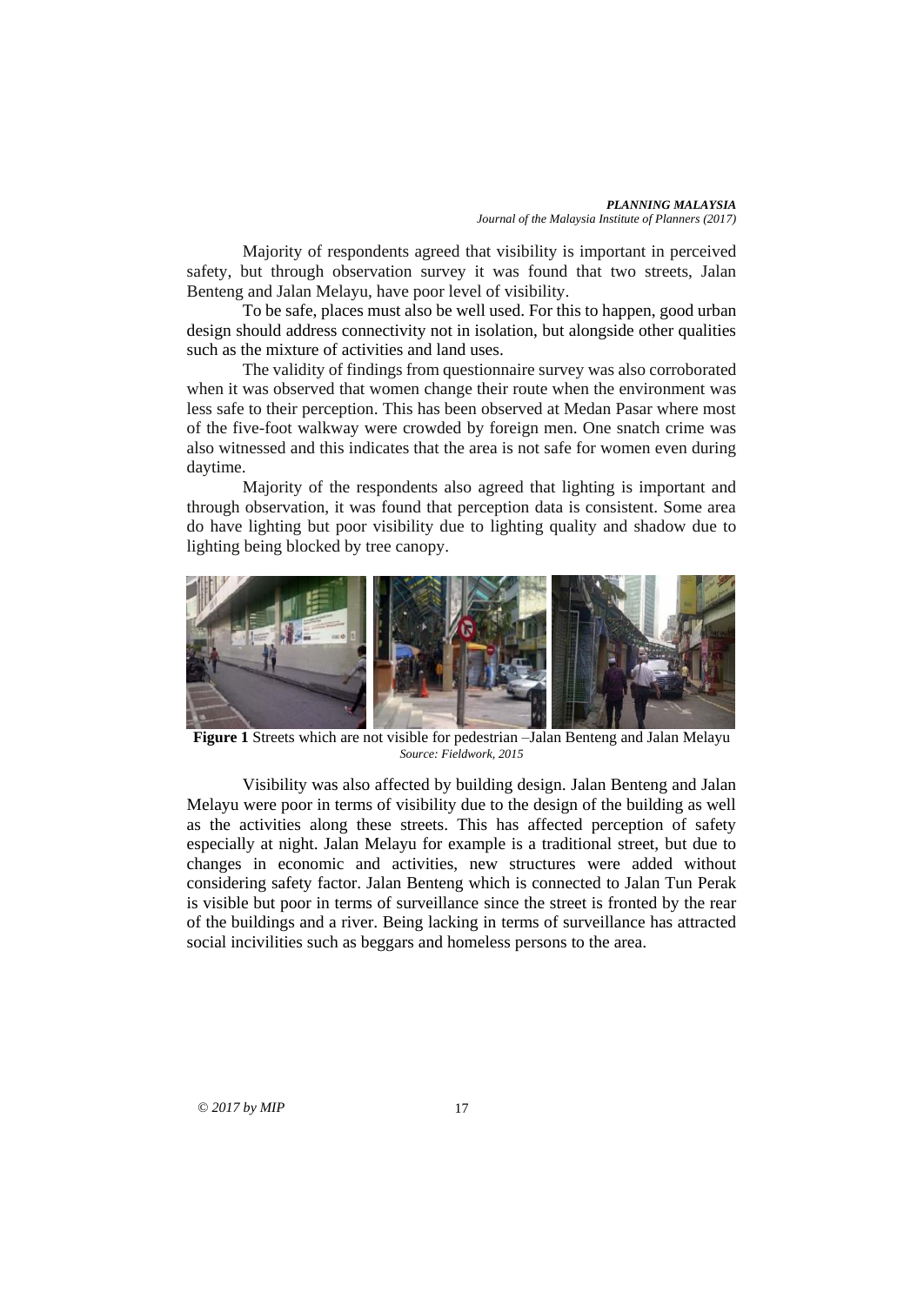Majority of respondents agreed that visibility is important in perceived safety, but through observation survey it was found that two streets, Jalan Benteng and Jalan Melayu, have poor level of visibility.

To be safe, places must also be well used. For this to happen, good urban design should address connectivity not in isolation, but alongside other qualities such as the mixture of activities and land uses.

The validity of findings from questionnaire survey was also corroborated when it was observed that women change their route when the environment was less safe to their perception. This has been observed at Medan Pasar where most of the five-foot walkway were crowded by foreign men. One snatch crime was also witnessed and this indicates that the area is not safe for women even during daytime.

Majority of the respondents also agreed that lighting is important and through observation, it was found that perception data is consistent. Some area do have lighting but poor visibility due to lighting quality and shadow due to lighting being blocked by tree canopy.

**Figure 1** Streets which are not visible for pedestrian –Jalan Benteng and Jalan Melayu
*Source: Fieldwork, 2015*

Visibility was also affected by building design. Jalan Benteng and Jalan Melayu were poor in terms of visibility due to the design of the building as well as the activities along these streets. This has affected perception of safety especially at night. Jalan Melayu for example is a traditional street, but due to changes in economic and activities, new structures were added without considering safety factor. Jalan Benteng which is connected to Jalan Tun Perak is visible but poor in terms of surveillance since the street is fronted by the rear of the buildings and a river. Being lacking in terms of surveillance has attracted social incivilities such as beggars and homeless persons to the area.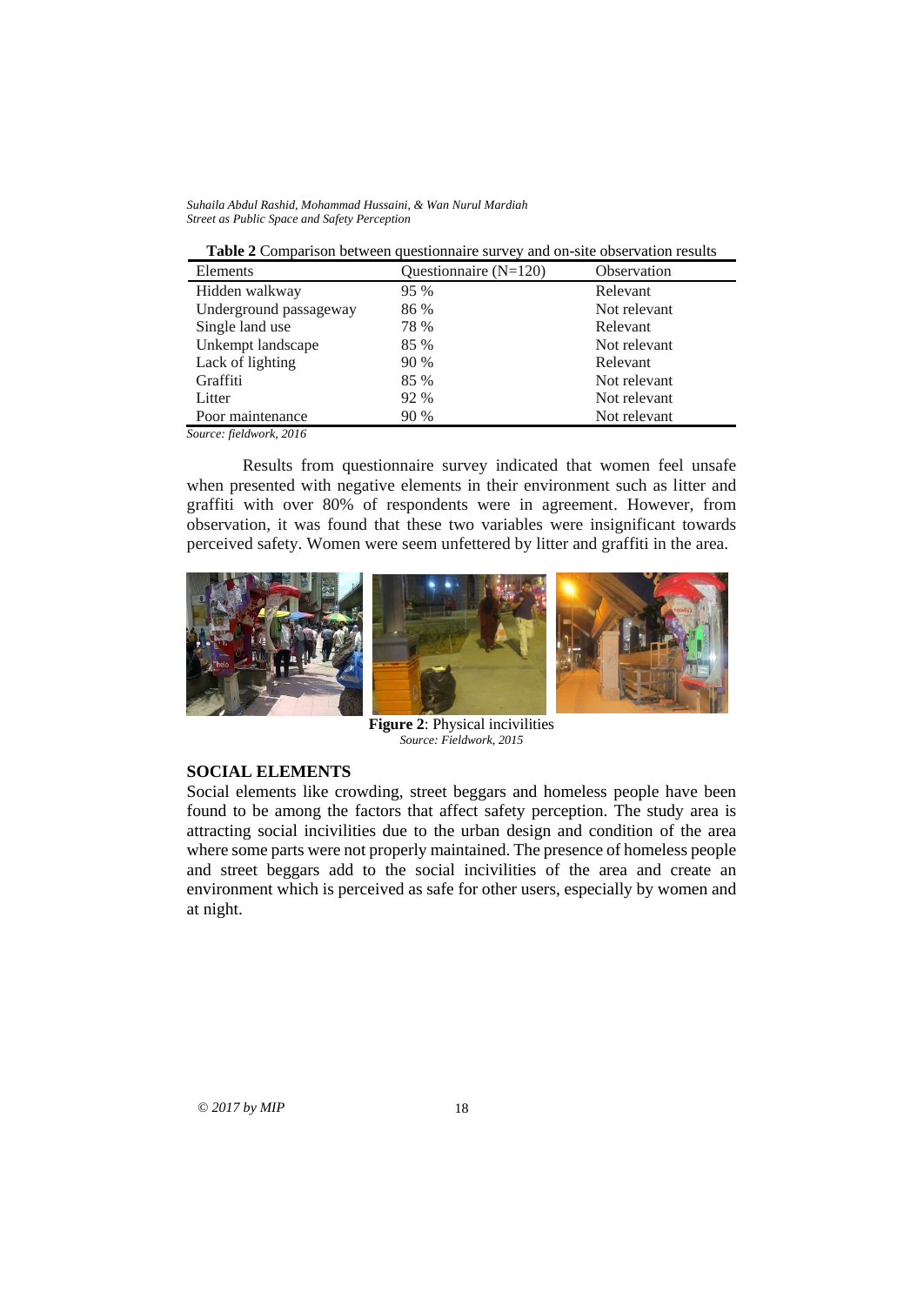**Table 2** Comparison between questionnaire survey and on-site observation results

| Elements | Questionnaire (N=120) | Observation |
| --- | --- | --- |
| Hidden walkway | 95 % | Relevant |
| Underground passageway | 86 % | Not relevant |
| Single land use | 78 % | Relevant |
| Unkempt landscape | 85 % | Not relevant |
| Lack of lighting | 90 % | Relevant |
| Graffiti | 85 % | Not relevant |
| Litter | 92 % | Not relevant |
| Poor maintenance | 90 % | Not relevant |

*Source: fieldwork, 2016*

Results from questionnaire survey indicated that women feel unsafe when presented with negative elements in their environment such as litter and graffiti with over 80% of respondents were in agreement. However, from observation, it was found that these two variables were insignificant towards perceived safety. Women were seem unfettered by litter and graffiti in the area.

**Figure 2**: Physical incivilities
*Source: Fieldwork, 2015*

## SOCIAL ELEMENTS

Social elements like crowding, street beggars and homeless people have been found to be among the factors that affect safety perception. The study area is attracting social incivilities due to the urban design and condition of the area where some parts were not properly maintained. The presence of homeless people and street beggars add to the social incivilities of the area and create an environment which is perceived as safe for other users, especially by women and at night.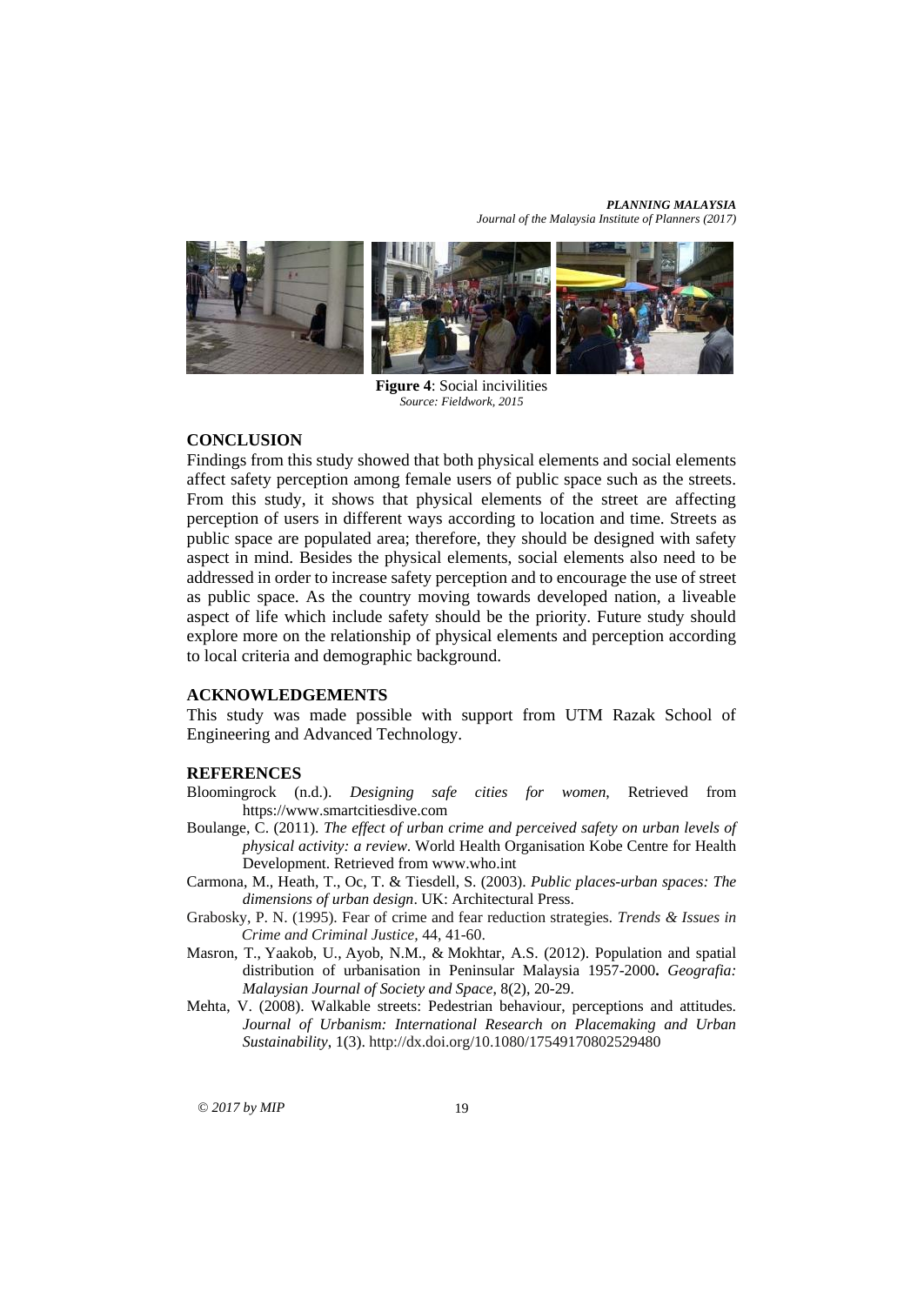**Figure 4**: Social incivilities
*Source: Fieldwork, 2015*

## CONCLUSION

Findings from this study showed that both physical elements and social elements affect safety perception among female users of public space such as the streets. From this study, it shows that physical elements of the street are affecting perception of users in different ways according to location and time. Streets as public space are populated area; therefore, they should be designed with safety aspect in mind. Besides the physical elements, social elements also need to be addressed in order to increase safety perception and to encourage the use of street as public space. As the country moving towards developed nation, a liveable aspect of life which include safety should be the priority. Future study should explore more on the relationship of physical elements and perception according to local criteria and demographic background.

## ACKNOWLEDGEMENTS

This study was made possible with support from UTM Razak School of Engineering and Advanced Technology.

## REFERENCES

Bloomingrock (n.d.). *Designing safe cities for women*, Retrieved from https://www.smartcitiesdive.com

Boulange, C. (2011). *The effect of urban crime and perceived safety on urban levels of physical activity: a review*. World Health Organisation Kobe Centre for Health Development. Retrieved from www.who.int

Carmona, M., Heath, T., Oc, T. & Tiesdell, S. (2003). *Public places-urban spaces: The dimensions of urban design*. UK: Architectural Press.

Grabosky, P. N. (1995). Fear of crime and fear reduction strategies. *Trends & Issues in Crime and Criminal Justice*, 44, 41-60.

Masron, T., Yaakob, U., Ayob, N.M., & Mokhtar, A.S. (2012). Population and spatial distribution of urbanisation in Peninsular Malaysia 1957-2000**.** *Geografia: Malaysian Journal of Society and Space*, 8(2), 20-29.

Mehta, V. (2008). Walkable streets: Pedestrian behaviour, perceptions and attitudes. *Journal of Urbanism: International Research on Placemaking and Urban Sustainability*, 1(3). http://dx.doi.org/10.1080/17549170802529480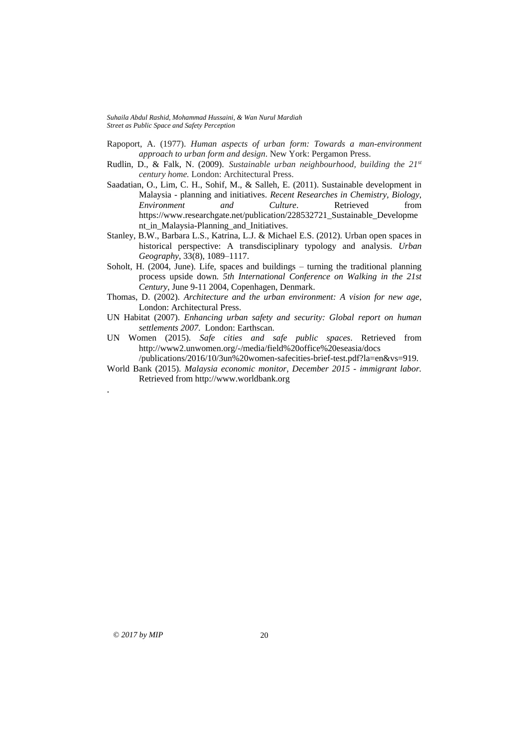Rapoport, A. (1977). *Human aspects of urban form: Towards a man-environment approach to urban form and design*. New York: Pergamon Press.

Rudlin, D., & Falk, N. (2009). *Sustainable urban neighbourhood, building the 21st century home.* London: Architectural Press.

Saadatian, O., Lim, C. H., Sohif, M., & Salleh, E. (2011). Sustainable development in Malaysia - planning and initiatives. *Recent Researches in Chemistry, Biology, Environment and Culture*. Retrieved from https://www.researchgate.net/publication/228532721_Sustainable_Development_in_Malaysia-Planning_and_Initiatives.

Stanley, B.W., Barbara L.S., Katrina, L.J. & Michael E.S. (2012). Urban open spaces in historical perspective: A transdisciplinary typology and analysis. *Urban Geography*, 33(8), 1089–1117.

Soholt, H. (2004, June). Life, spaces and buildings – turning the traditional planning process upside down. *5th International Conference on Walking in the 21st Century*, June 9-11 2004, Copenhagen, Denmark.

Thomas, D. (2002). *Architecture and the urban environment: A vision for new age*, London: Architectural Press.

UN Habitat (2007). *Enhancing urban safety and security: Global report on human settlements 2007*. London: Earthscan.

UN Women (2015). *Safe cities and safe public spaces*. Retrieved from http://www2.unwomen.org/-/media/field%20office%20eseasia/docs /publications/2016/10/3un%20women-safecities-brief-test.pdf?la=en&vs=919.

World Bank (2015). *Malaysia economic monitor, December 2015 - immigrant labor.* Retrieved from http://www.worldbank.org

.